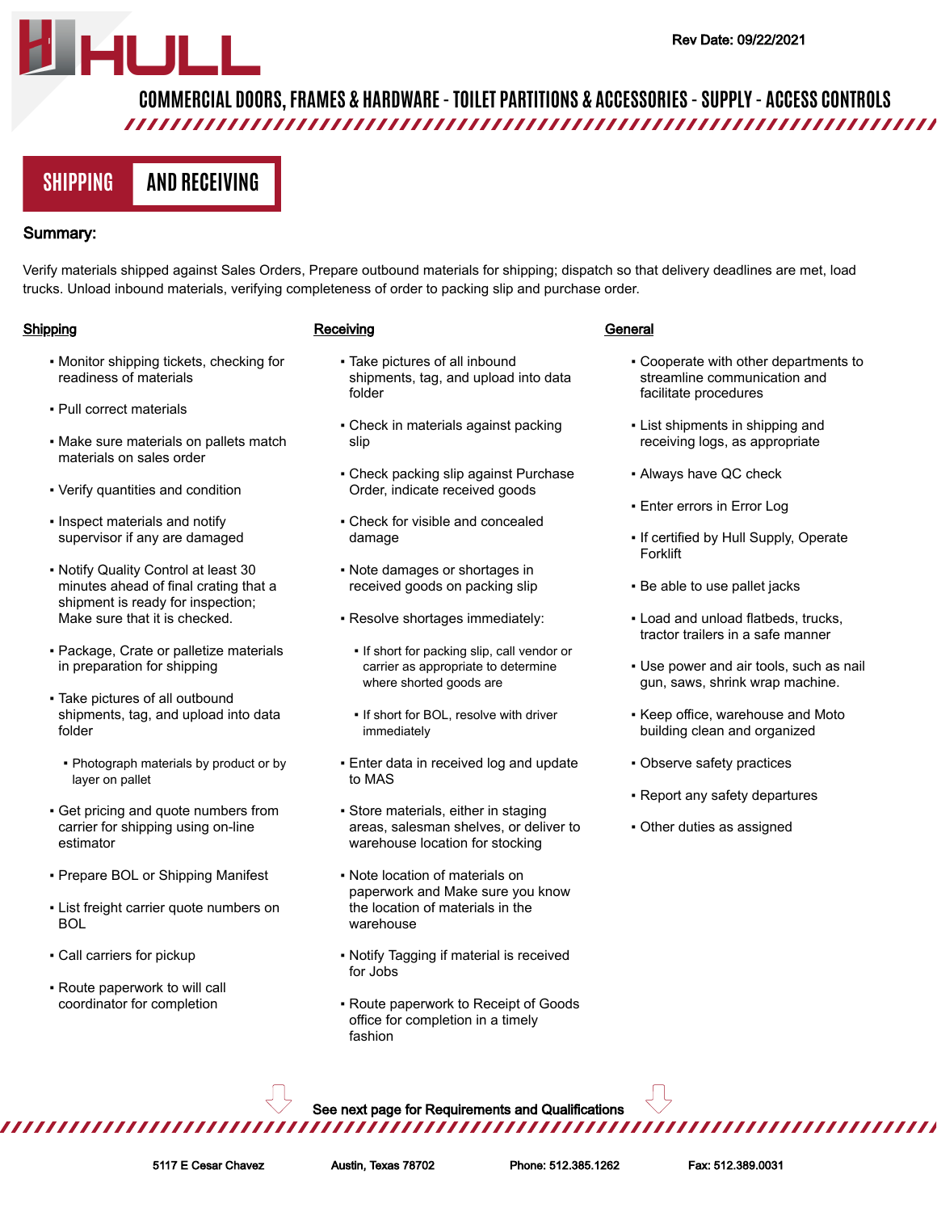# HULL

Rev Date: 09/22/2021

COMMERCIAL DOORS, FRAMES & HARDWARE - TOILET PARTITIONS & ACCESSORIES - SUPPLY - ACCESS CONTROLS

## SHIPPING AND RECEIVING

**Summary:**

Verify materials shipped against Sales Orders, Prepare outbound materials for shipping; dispatch so that delivery deadlines are met, load trucks. Unload inbound materials, verifying completeness of order to packing slip and purchase order.

### Shipping

- Monitor shipping tickets, checking for readiness of materials
- Pull correct materials
- Make sure materials on pallets match materials on sales order
- Verify quantities and condition
- Inspect materials and notify supervisor if any are damaged
- Notify Quality Control at least 30 minutes ahead of final crating that a shipment is ready for inspection; Make sure that it is checked.
- Package, Crate or palletize materials in preparation for shipping
- Take pictures of all outbound shipments, tag, and upload into data folder
  - Photograph materials by product or by layer on pallet
- Get pricing and quote numbers from carrier for shipping using on-line estimator
- Prepare BOL or Shipping Manifest
- List freight carrier quote numbers on BOL
- Call carriers for pickup
- Route paperwork to will call coordinator for completion

### Receiving

- Take pictures of all inbound shipments, tag, and upload into data folder
- Check in materials against packing slip
- Check packing slip against Purchase Order, indicate received goods
- Check for visible and concealed damage
- Note damages or shortages in received goods on packing slip
- Resolve shortages immediately:
  - If short for packing slip, call vendor or carrier as appropriate to determine where shorted goods are
  - If short for BOL, resolve with driver immediately
- Enter data in received log and update to MAS
- Store materials, either in staging areas, salesman shelves, or deliver to warehouse location for stocking
- Note location of materials on paperwork and Make sure you know the location of materials in the warehouse
- Notify Tagging if material is received for Jobs
- Route paperwork to Receipt of Goods office for completion in a timely fashion

### General

- Cooperate with other departments to streamline communication and facilitate procedures
- List shipments in shipping and receiving logs, as appropriate
- Always have QC check
- Enter errors in Error Log
- If certified by Hull Supply, Operate Forklift
- Be able to use pallet jacks
- Load and unload flatbeds, trucks, tractor trailers in a safe manner
- Use power and air tools, such as nail gun, saws, shrink wrap machine.
- Keep office, warehouse and Moto building clean and organized
- Observe safety practices
- Report any safety departures
- Other duties as assigned

**See next page for Requirements and Qualifications**

5117 E Cesar Chavez | Austin, Texas 78702 | Phone: 512.385.1262 | Fax: 512.389.0031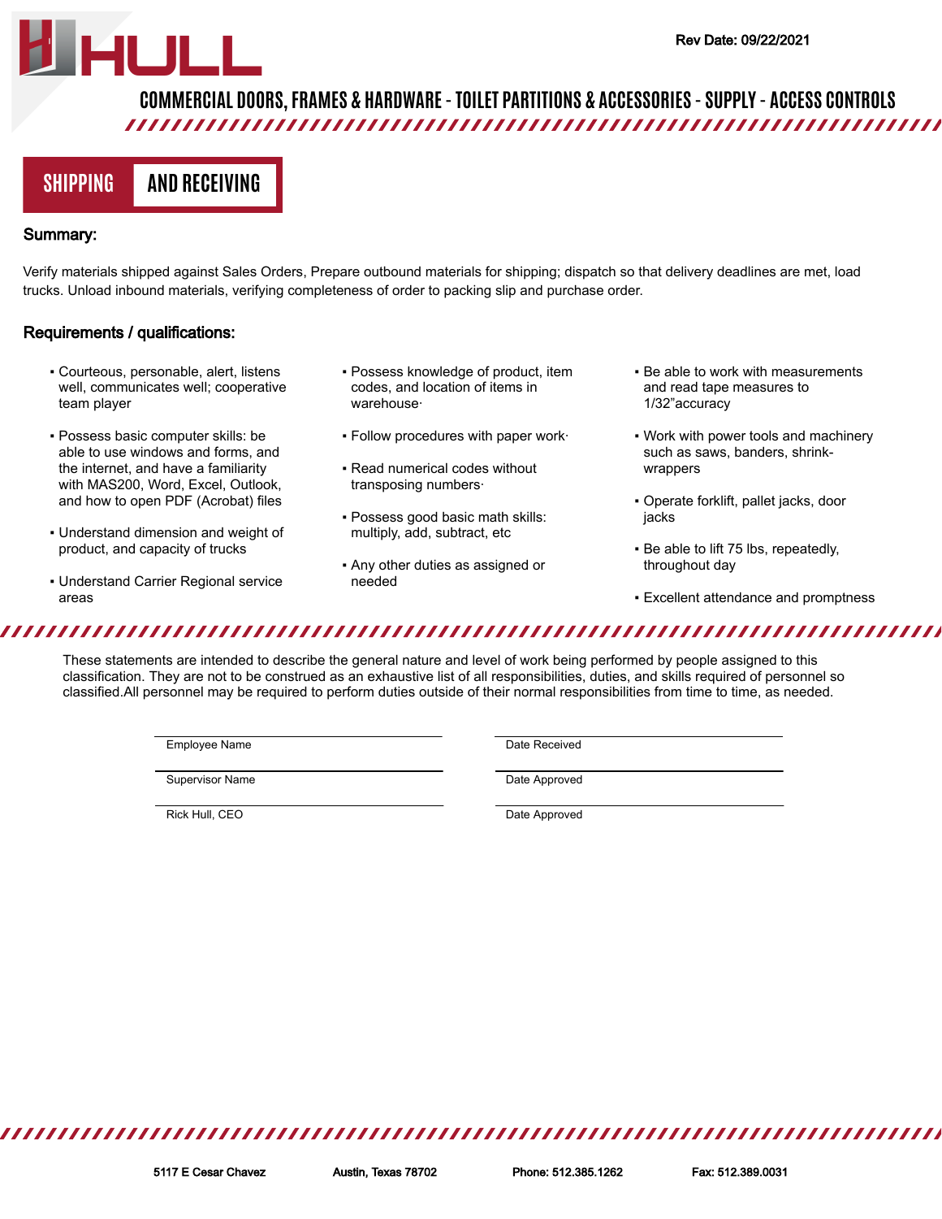# HULL

COMMERCIAL DOORS, FRAMES & HARDWARE - TOILET PARTITIONS & ACCESSORIES - SUPPLY - ACCESS CONTROLS

Rev Date: 09/22/2021

## SHIPPING AND RECEIVING

### Summary:

Verify materials shipped against Sales Orders, Prepare outbound materials for shipping; dispatch so that delivery deadlines are met, load trucks. Unload inbound materials, verifying completeness of order to packing slip and purchase order.

### Requirements / qualifications:

- Courteous, personable, alert, listens well, communicates well; cooperative team player
- Possess basic computer skills: be able to use windows and forms, and the internet, and have a familiarity with MAS200, Word, Excel, Outlook, and how to open PDF (Acrobat) files
- Understand dimension and weight of product, and capacity of trucks
- Understand Carrier Regional service areas
- Possess knowledge of product, item codes, and location of items in warehouse·
- Follow procedures with paper work·
- Read numerical codes without transposing numbers·
- Possess good basic math skills: multiply, add, subtract, etc
- Any other duties as assigned or needed
- Be able to work with measurements and read tape measures to 1/32"accuracy
- Work with power tools and machinery such as saws, banders, shrink-wrappers
- Operate forklift, pallet jacks, door jacks
- Be able to lift 75 lbs, repeatedly, throughout day
- Excellent attendance and promptness

These statements are intended to describe the general nature and level of work being performed by people assigned to this classification. They are not to be construed as an exhaustive list of all responsibilities, duties, and skills required of personnel so classified.All personnel may be required to perform duties outside of their normal responsibilities from time to time, as needed.

| | |
|---|---|
| Employee Name | Date Received |
| Supervisor Name | Date Approved |
| Rick Hull, CEO | Date Approved |

5117 E Cesar Chavez   Austin, Texas 78702   Phone: 512.385.1262   Fax: 512.389.0031